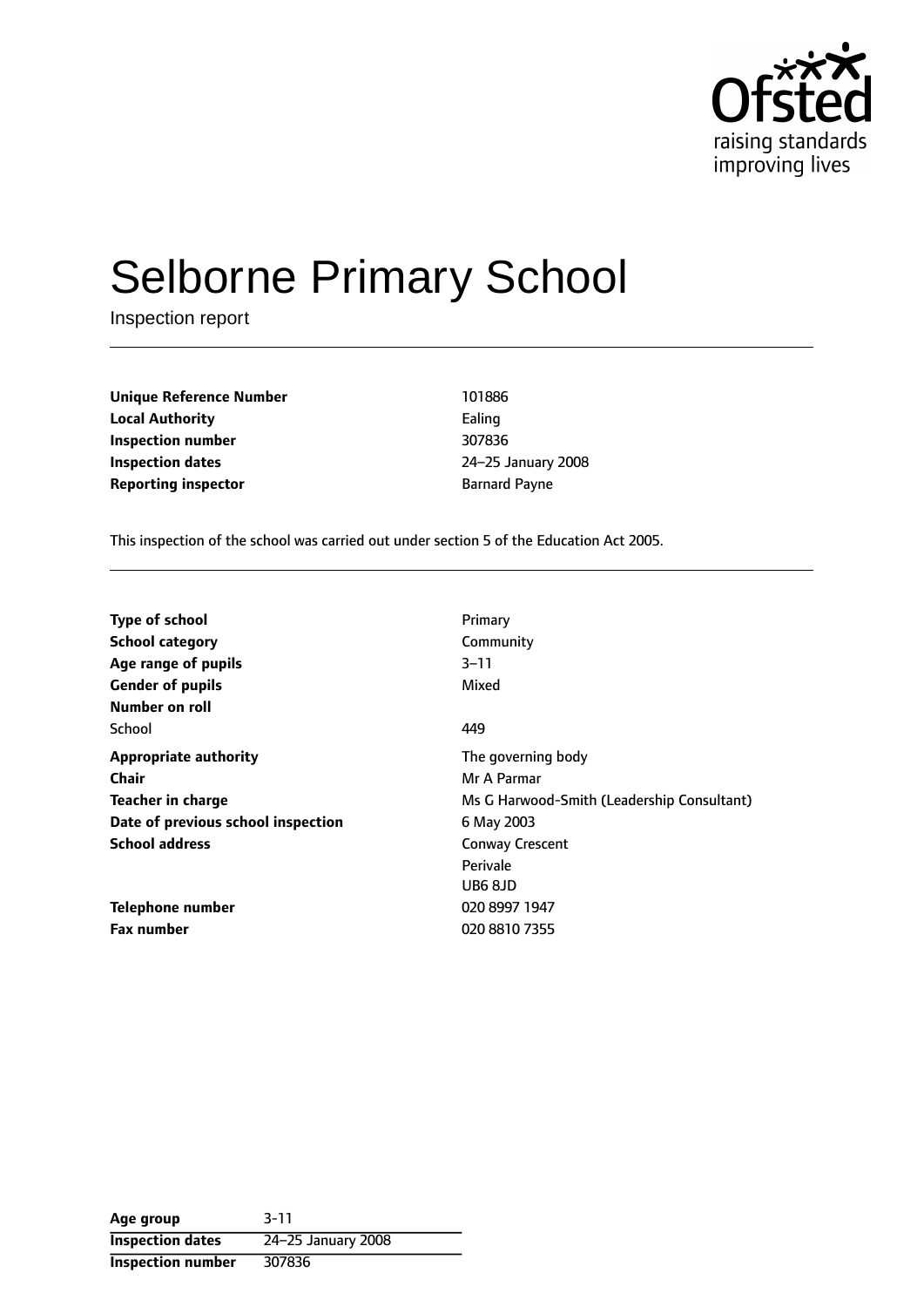Ofsted
raising standards
improving lives

# Selborne Primary School

Inspection report

| | |
|---|---|
| **Unique Reference Number** | 101886 |
| **Local Authority** | Ealing |
| **Inspection number** | 307836 |
| **Inspection dates** | 24–25 January 2008 |
| **Reporting inspector** | Barnard Payne |

This inspection of the school was carried out under section 5 of the Education Act 2005.

| | |
|---|---|
| **Type of school** | Primary |
| **School category** | Community |
| **Age range of pupils** | 3–11 |
| **Gender of pupils** | Mixed |
| **Number on roll** | |
| School | 449 |
| **Appropriate authority** | The governing body |
| **Chair** | Mr A Parmar |
| **Teacher in charge** | Ms G Harwood-Smith (Leadership Consultant) |
| **Date of previous school inspection** | 6 May 2003 |
| **School address** | Conway Crescent<br>Perivale<br>UB6 8JD |
| **Telephone number** | 020 8997 1947 |
| **Fax number** | 020 8810 7355 |

| | |
|---|---|
| **Age group** | 3-11 |
| **Inspection dates** | 24–25 January 2008 |
| **Inspection number** | 307836 |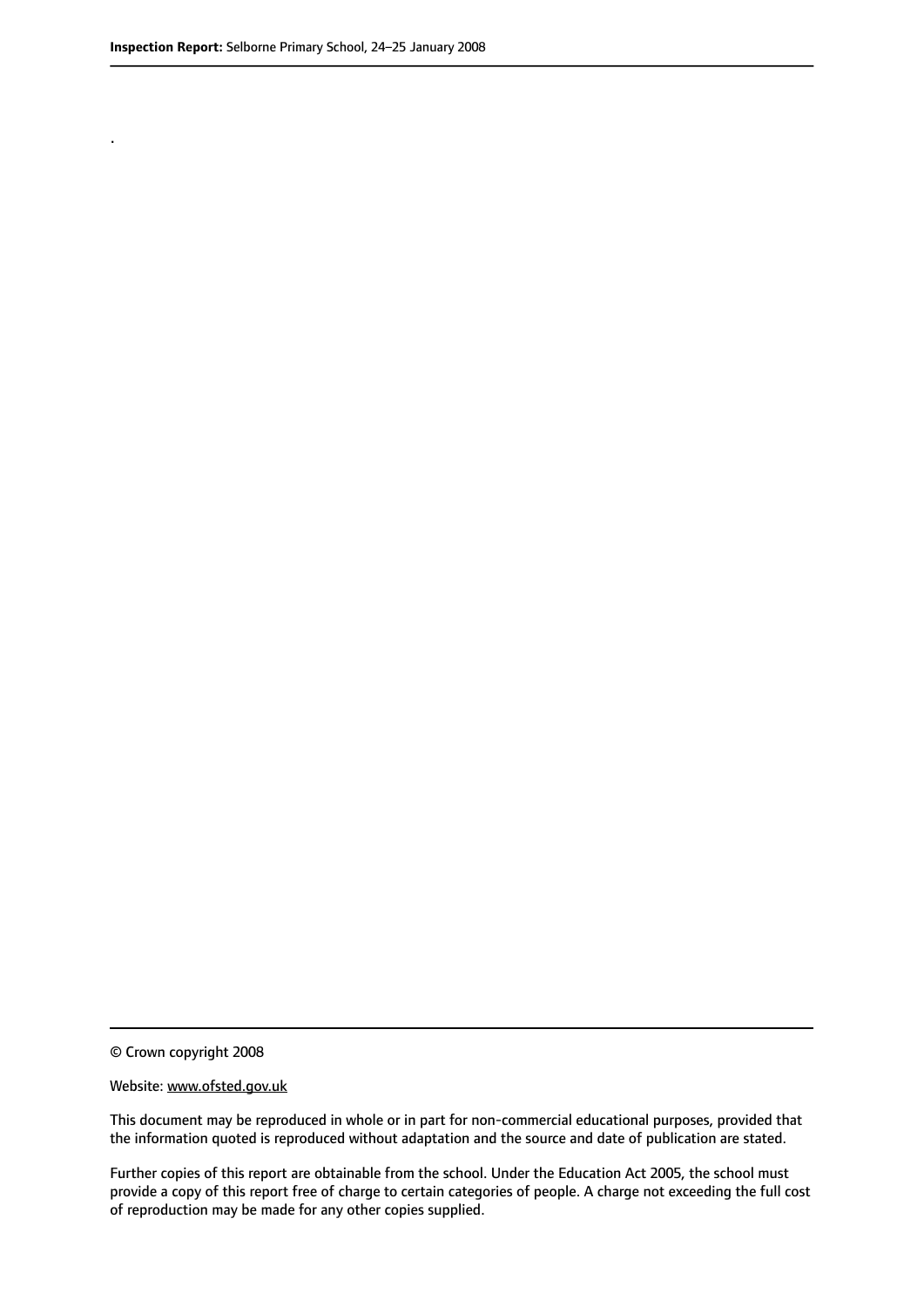.

© Crown copyright 2008

Website: www.ofsted.gov.uk

This document may be reproduced in whole or in part for non-commercial educational purposes, provided that the information quoted is reproduced without adaptation and the source and date of publication are stated.

Further copies of this report are obtainable from the school. Under the Education Act 2005, the school must provide a copy of this report free of charge to certain categories of people. A charge not exceeding the full cost of reproduction may be made for any other copies supplied.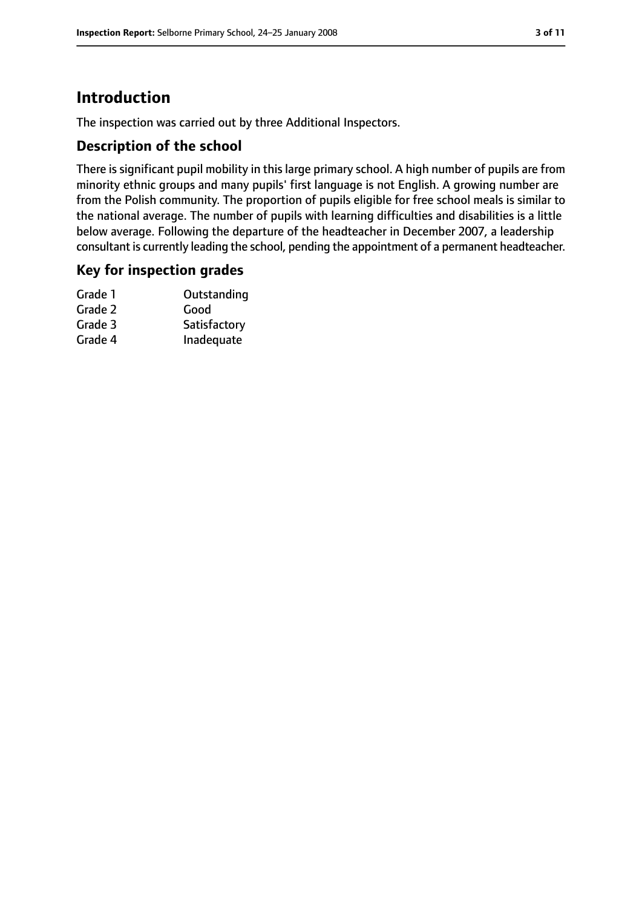# Introduction

The inspection was carried out by three Additional Inspectors.

## Description of the school

There is significant pupil mobility in this large primary school. A high number of pupils are from minority ethnic groups and many pupils' first language is not English. A growing number are from the Polish community. The proportion of pupils eligible for free school meals is similar to the national average. The number of pupils with learning difficulties and disabilities is a little below average. Following the departure of the headteacher in December 2007, a leadership consultant is currently leading the school, pending the appointment of a permanent headteacher.

## Key for inspection grades

| | |
|---|---|
| Grade 1 | Outstanding |
| Grade 2 | Good |
| Grade 3 | Satisfactory |
| Grade 4 | Inadequate |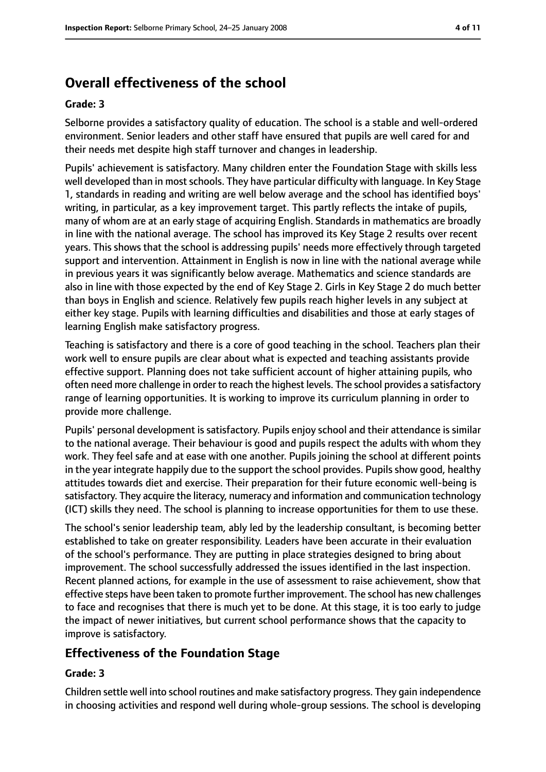## Overall effectiveness of the school

### Grade: 3

Selborne provides a satisfactory quality of education. The school is a stable and well-ordered environment. Senior leaders and other staff have ensured that pupils are well cared for and their needs met despite high staff turnover and changes in leadership.

Pupils' achievement is satisfactory. Many children enter the Foundation Stage with skills less well developed than in most schools. They have particular difficulty with language. In Key Stage 1, standards in reading and writing are well below average and the school has identified boys' writing, in particular, as a key improvement target. This partly reflects the intake of pupils, many of whom are at an early stage of acquiring English. Standards in mathematics are broadly in line with the national average. The school has improved its Key Stage 2 results over recent years. This shows that the school is addressing pupils' needs more effectively through targeted support and intervention. Attainment in English is now in line with the national average while in previous years it was significantly below average. Mathematics and science standards are also in line with those expected by the end of Key Stage 2. Girls in Key Stage 2 do much better than boys in English and science. Relatively few pupils reach higher levels in any subject at either key stage. Pupils with learning difficulties and disabilities and those at early stages of learning English make satisfactory progress.

Teaching is satisfactory and there is a core of good teaching in the school. Teachers plan their work well to ensure pupils are clear about what is expected and teaching assistants provide effective support. Planning does not take sufficient account of higher attaining pupils, who often need more challenge in order to reach the highest levels. The school provides a satisfactory range of learning opportunities. It is working to improve its curriculum planning in order to provide more challenge.

Pupils' personal development is satisfactory. Pupils enjoy school and their attendance is similar to the national average. Their behaviour is good and pupils respect the adults with whom they work. They feel safe and at ease with one another. Pupils joining the school at different points in the year integrate happily due to the support the school provides. Pupils show good, healthy attitudes towards diet and exercise. Their preparation for their future economic well-being is satisfactory. They acquire the literacy, numeracy and information and communication technology (ICT) skills they need. The school is planning to increase opportunities for them to use these.

The school's senior leadership team, ably led by the leadership consultant, is becoming better established to take on greater responsibility. Leaders have been accurate in their evaluation of the school's performance. They are putting in place strategies designed to bring about improvement. The school successfully addressed the issues identified in the last inspection. Recent planned actions, for example in the use of assessment to raise achievement, show that effective steps have been taken to promote further improvement. The school has new challenges to face and recognises that there is much yet to be done. At this stage, it is too early to judge the impact of newer initiatives, but current school performance shows that the capacity to improve is satisfactory.

## Effectiveness of the Foundation Stage

### Grade: 3

Children settle well into school routines and make satisfactory progress. They gain independence in choosing activities and respond well during whole-group sessions. The school is developing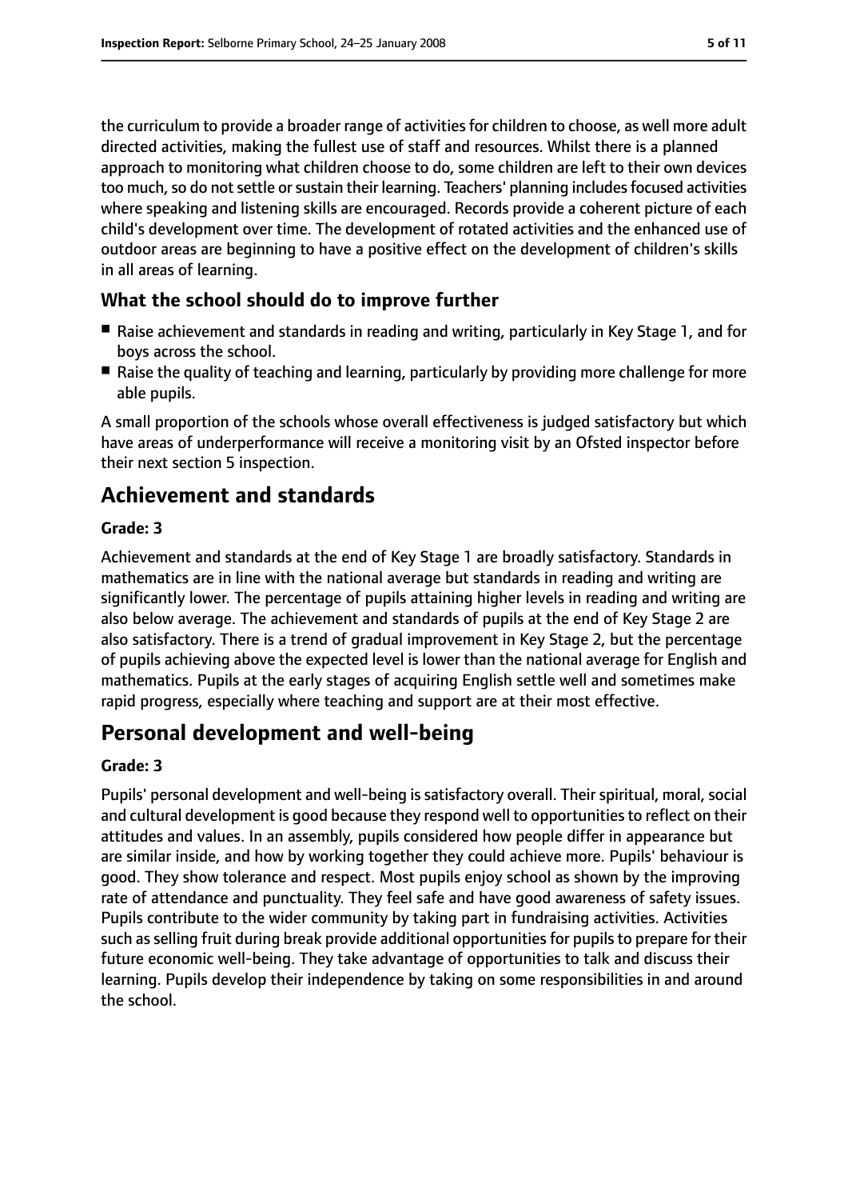the curriculum to provide a broader range of activities for children to choose, as well more adult directed activities, making the fullest use of staff and resources. Whilst there is a planned approach to monitoring what children choose to do, some children are left to their own devices too much, so do not settle or sustain their learning. Teachers' planning includes focused activities where speaking and listening skills are encouraged. Records provide a coherent picture of each child's development over time. The development of rotated activities and the enhanced use of outdoor areas are beginning to have a positive effect on the development of children's skills in all areas of learning.

### What the school should do to improve further

- Raise achievement and standards in reading and writing, particularly in Key Stage 1, and for boys across the school.
- Raise the quality of teaching and learning, particularly by providing more challenge for more able pupils.

A small proportion of the schools whose overall effectiveness is judged satisfactory but which have areas of underperformance will receive a monitoring visit by an Ofsted inspector before their next section 5 inspection.

## Achievement and standards

**Grade: 3**

Achievement and standards at the end of Key Stage 1 are broadly satisfactory. Standards in mathematics are in line with the national average but standards in reading and writing are significantly lower. The percentage of pupils attaining higher levels in reading and writing are also below average. The achievement and standards of pupils at the end of Key Stage 2 are also satisfactory. There is a trend of gradual improvement in Key Stage 2, but the percentage of pupils achieving above the expected level is lower than the national average for English and mathematics. Pupils at the early stages of acquiring English settle well and sometimes make rapid progress, especially where teaching and support are at their most effective.

## Personal development and well-being

**Grade: 3**

Pupils' personal development and well-being is satisfactory overall. Their spiritual, moral, social and cultural development is good because they respond well to opportunities to reflect on their attitudes and values. In an assembly, pupils considered how people differ in appearance but are similar inside, and how by working together they could achieve more. Pupils' behaviour is good. They show tolerance and respect. Most pupils enjoy school as shown by the improving rate of attendance and punctuality. They feel safe and have good awareness of safety issues. Pupils contribute to the wider community by taking part in fundraising activities. Activities such as selling fruit during break provide additional opportunities for pupils to prepare for their future economic well-being. They take advantage of opportunities to talk and discuss their learning. Pupils develop their independence by taking on some responsibilities in and around the school.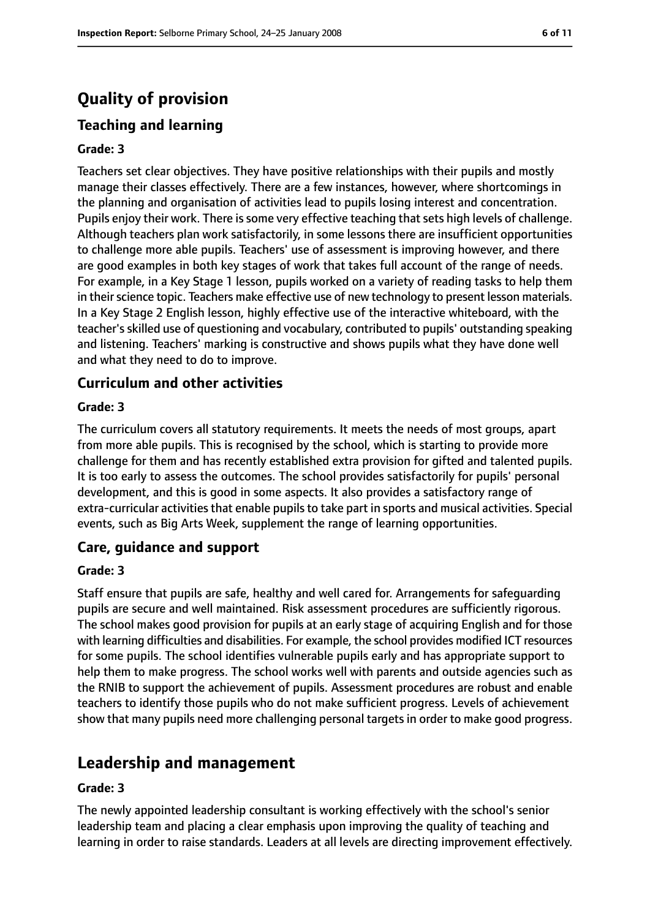# Quality of provision

## Teaching and learning

### Grade: 3

Teachers set clear objectives. They have positive relationships with their pupils and mostly manage their classes effectively. There are a few instances, however, where shortcomings in the planning and organisation of activities lead to pupils losing interest and concentration. Pupils enjoy their work. There is some very effective teaching that sets high levels of challenge. Although teachers plan work satisfactorily, in some lessons there are insufficient opportunities to challenge more able pupils. Teachers' use of assessment is improving however, and there are good examples in both key stages of work that takes full account of the range of needs. For example, in a Key Stage 1 lesson, pupils worked on a variety of reading tasks to help them in their science topic. Teachers make effective use of new technology to present lesson materials. In a Key Stage 2 English lesson, highly effective use of the interactive whiteboard, with the teacher's skilled use of questioning and vocabulary, contributed to pupils' outstanding speaking and listening. Teachers' marking is constructive and shows pupils what they have done well and what they need to do to improve.

## Curriculum and other activities

### Grade: 3

The curriculum covers all statutory requirements. It meets the needs of most groups, apart from more able pupils. This is recognised by the school, which is starting to provide more challenge for them and has recently established extra provision for gifted and talented pupils. It is too early to assess the outcomes. The school provides satisfactorily for pupils' personal development, and this is good in some aspects. It also provides a satisfactory range of extra-curricular activities that enable pupils to take part in sports and musical activities. Special events, such as Big Arts Week, supplement the range of learning opportunities.

## Care, guidance and support

### Grade: 3

Staff ensure that pupils are safe, healthy and well cared for. Arrangements for safeguarding pupils are secure and well maintained. Risk assessment procedures are sufficiently rigorous. The school makes good provision for pupils at an early stage of acquiring English and for those with learning difficulties and disabilities. For example, the school provides modified ICT resources for some pupils. The school identifies vulnerable pupils early and has appropriate support to help them to make progress. The school works well with parents and outside agencies such as the RNIB to support the achievement of pupils. Assessment procedures are robust and enable teachers to identify those pupils who do not make sufficient progress. Levels of achievement show that many pupils need more challenging personal targets in order to make good progress.

# Leadership and management

### Grade: 3

The newly appointed leadership consultant is working effectively with the school's senior leadership team and placing a clear emphasis upon improving the quality of teaching and learning in order to raise standards. Leaders at all levels are directing improvement effectively.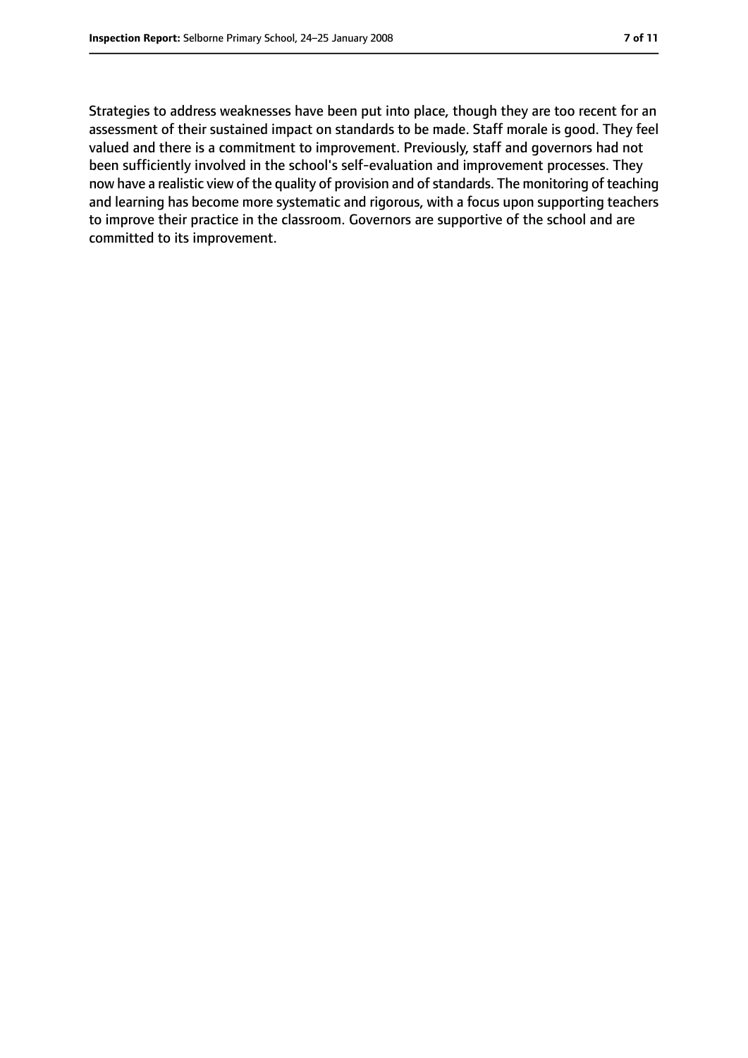Strategies to address weaknesses have been put into place, though they are too recent for an assessment of their sustained impact on standards to be made. Staff morale is good. They feel valued and there is a commitment to improvement. Previously, staff and governors had not been sufficiently involved in the school's self-evaluation and improvement processes. They now have a realistic view of the quality of provision and of standards. The monitoring of teaching and learning has become more systematic and rigorous, with a focus upon supporting teachers to improve their practice in the classroom. Governors are supportive of the school and are committed to its improvement.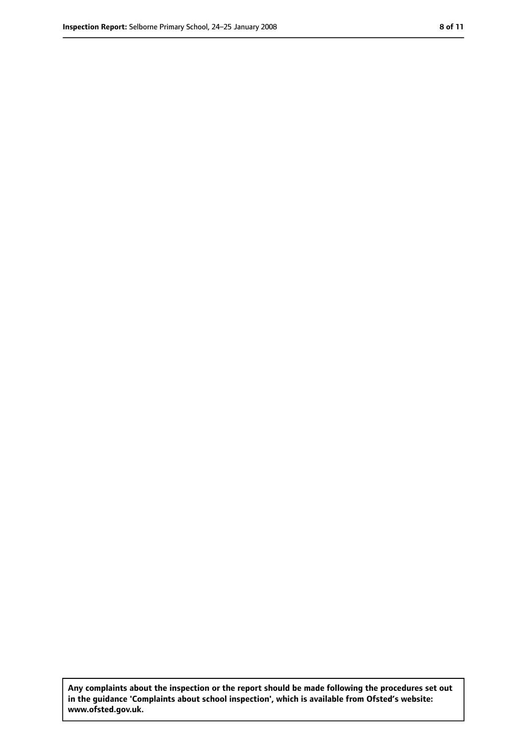**Any complaints about the inspection or the report should be made following the procedures set out in the guidance 'Complaints about school inspection', which is available from Ofsted's website: www.ofsted.gov.uk.**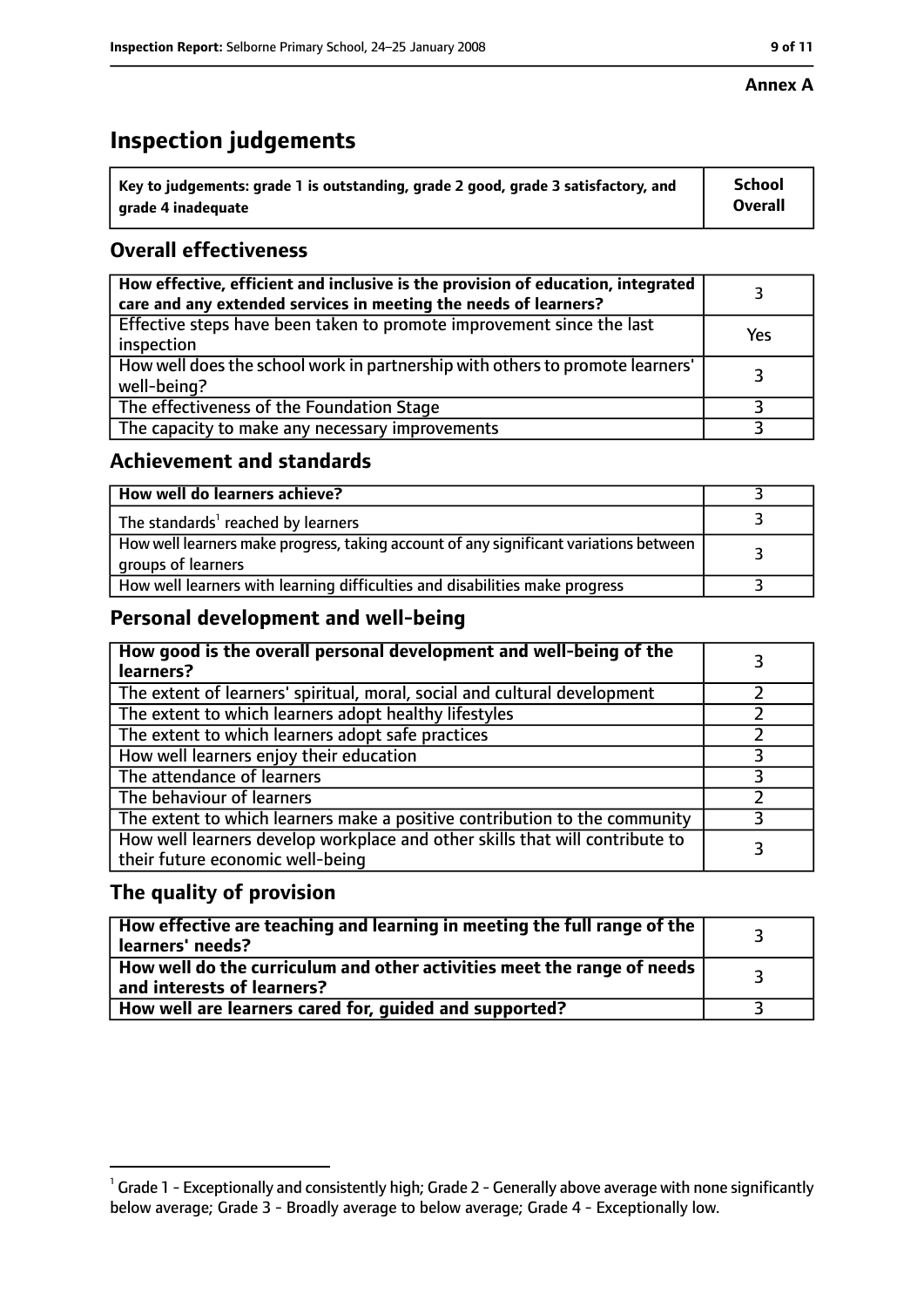**Annex A**

# Inspection judgements

| Key to judgements: grade 1 is outstanding, grade 2 good, grade 3 satisfactory, and grade 4 inadequate | School Overall |
|---|---|

## Overall effectiveness

| | |
|---|---|
| **How effective, efficient and inclusive is the provision of education, integrated care and any extended services in meeting the needs of learners?** | 3 |
| Effective steps have been taken to promote improvement since the last inspection | Yes |
| How well does the school work in partnership with others to promote learners' well-being? | 3 |
| The effectiveness of the Foundation Stage | 3 |
| The capacity to make any necessary improvements | 3 |

## Achievement and standards

| | |
|---|---|
| **How well do learners achieve?** | 3 |
| The standards[1] reached by learners | 3 |
| How well learners make progress, taking account of any significant variations between groups of learners | 3 |
| How well learners with learning difficulties and disabilities make progress | 3 |

## Personal development and well-being

| | |
|---|---|
| **How good is the overall personal development and well-being of the learners?** | 3 |
| The extent of learners' spiritual, moral, social and cultural development | 2 |
| The extent to which learners adopt healthy lifestyles | 2 |
| The extent to which learners adopt safe practices | 2 |
| How well learners enjoy their education | 3 |
| The attendance of learners | 3 |
| The behaviour of learners | 2 |
| The extent to which learners make a positive contribution to the community | 3 |
| How well learners develop workplace and other skills that will contribute to their future economic well-being | 3 |

## The quality of provision

| | |
|---|---|
| **How effective are teaching and learning in meeting the full range of the learners' needs?** | 3 |
| **How well do the curriculum and other activities meet the range of needs and interests of learners?** | 3 |
| **How well are learners cared for, guided and supported?** | 3 |

[1] Grade 1 - Exceptionally and consistently high; Grade 2 - Generally above average with none significantly below average; Grade 3 - Broadly average to below average; Grade 4 - Exceptionally low.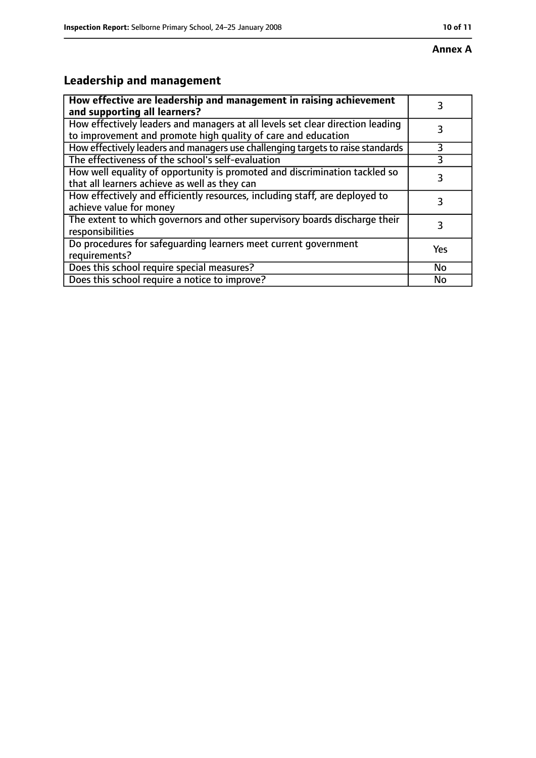**Annex A**

## Leadership and management

| How effective are leadership and management in raising achievement and supporting all learners? | 3 |
|---|---|
| How effectively leaders and managers at all levels set clear direction leading to improvement and promote high quality of care and education | 3 |
| How effectively leaders and managers use challenging targets to raise standards | 3 |
| The effectiveness of the school's self-evaluation | 3 |
| How well equality of opportunity is promoted and discrimination tackled so that all learners achieve as well as they can | 3 |
| How effectively and efficiently resources, including staff, are deployed to achieve value for money | 3 |
| The extent to which governors and other supervisory boards discharge their responsibilities | 3 |
| Do procedures for safeguarding learners meet current government requirements? | Yes |
| Does this school require special measures? | No |
| Does this school require a notice to improve? | No |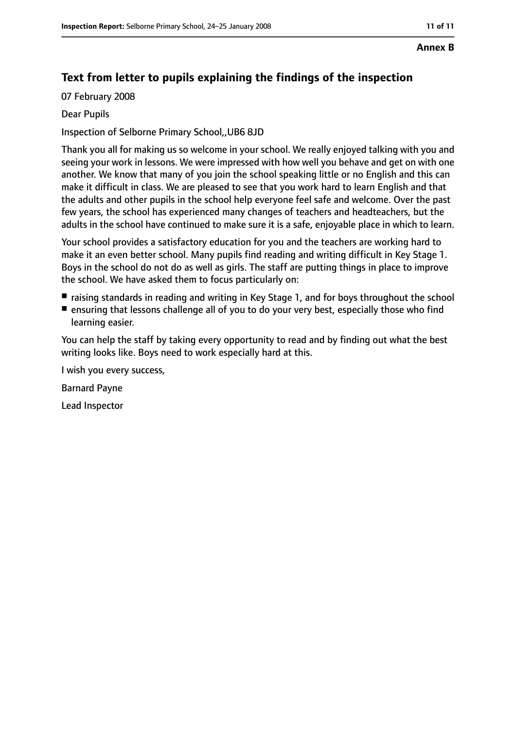**Annex B**

## Text from letter to pupils explaining the findings of the inspection

07 February 2008

Dear Pupils

Inspection of Selborne Primary School,,UB6 8JD

Thank you all for making us so welcome in your school. We really enjoyed talking with you and seeing your work in lessons. We were impressed with how well you behave and get on with one another. We know that many of you join the school speaking little or no English and this can make it difficult in class. We are pleased to see that you work hard to learn English and that the adults and other pupils in the school help everyone feel safe and welcome. Over the past few years, the school has experienced many changes of teachers and headteachers, but the adults in the school have continued to make sure it is a safe, enjoyable place in which to learn.

Your school provides a satisfactory education for you and the teachers are working hard to make it an even better school. Many pupils find reading and writing difficult in Key Stage 1. Boys in the school do not do as well as girls. The staff are putting things in place to improve the school. We have asked them to focus particularly on:

- raising standards in reading and writing in Key Stage 1, and for boys throughout the school
- ensuring that lessons challenge all of you to do your very best, especially those who find learning easier.

You can help the staff by taking every opportunity to read and by finding out what the best writing looks like. Boys need to work especially hard at this.

I wish you every success,

Barnard Payne

Lead Inspector